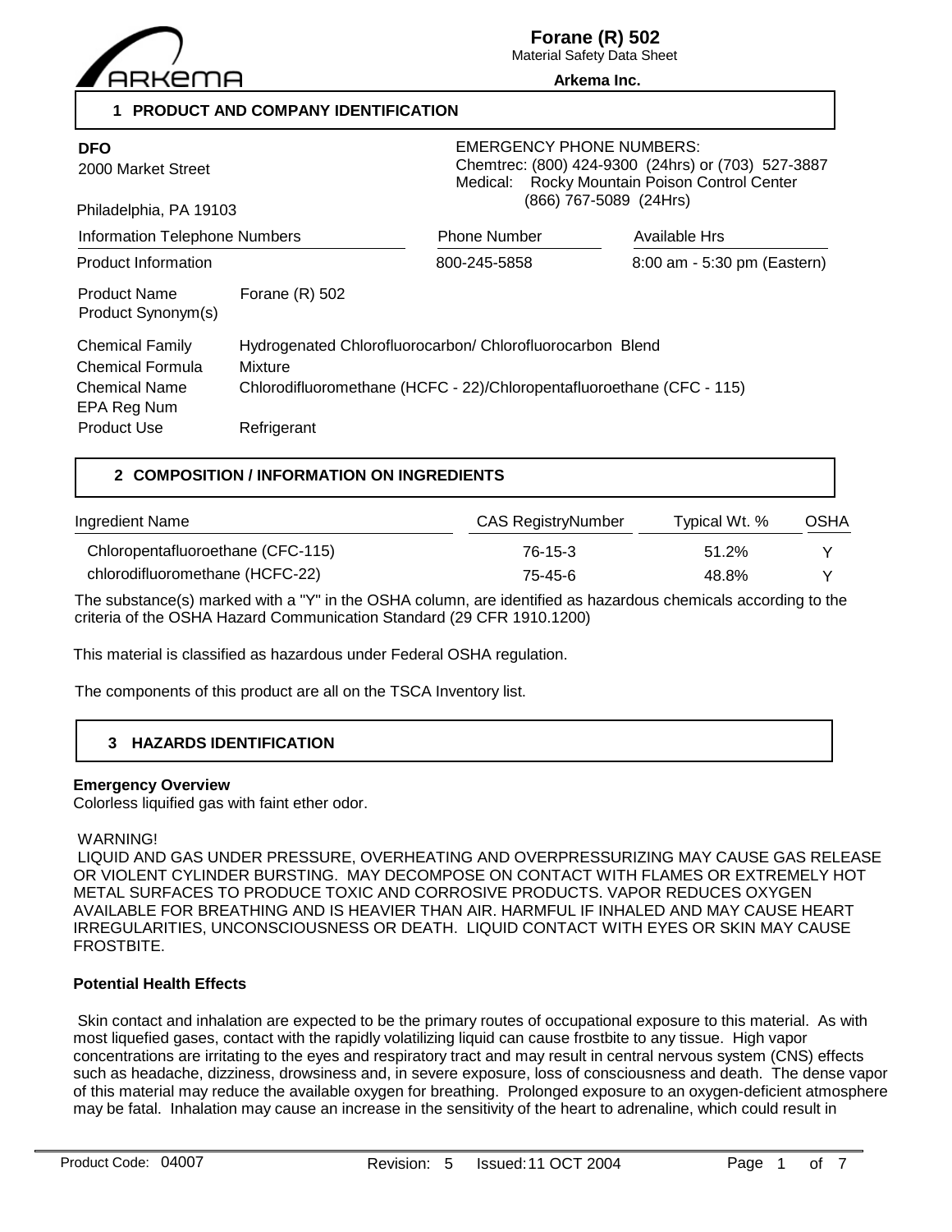# Forane (R) 502

Material Safety Data Sheet

**Arkema Inc.**

## 1 PRODUCT AND COMPANY IDENTIFICATION

**DFO**
2000 Market Street

Philadelphia, PA 19103

EMERGENCY PHONE NUMBERS:
Chemtrec: (800) 424-9300 (24hrs) or (703) 527-3887
Medical: Rocky Mountain Poison Control Center
(866) 767-5089 (24Hrs)

| Information Telephone Numbers | Phone Number | Available Hrs |
|---|---|---|
| Product Information | 800-245-5858 | 8:00 am - 5:30 pm (Eastern) |

| | |
|---|---|
| Product Name | Forane (R) 502 |
| Product Synonym(s) | |
| Chemical Family | Hydrogenated Chlorofluorocarbon/ Chlorofluorocarbon Blend |
| Chemical Formula | Mixture |
| Chemical Name | Chlorodifluoromethane (HCFC - 22)/Chloropentafluoroethane (CFC - 115) |
| EPA Reg Num | |
| Product Use | Refrigerant |

## 2 COMPOSITION / INFORMATION ON INGREDIENTS

| Ingredient Name | CAS RegistryNumber | Typical Wt. % | OSHA |
|---|---|---|---|
| Chloropentafluoroethane (CFC-115) | 76-15-3 | 51.2% | Y |
| chlorodifluoromethane (HCFC-22) | 75-45-6 | 48.8% | Y |

The substance(s) marked with a "Y" in the OSHA column, are identified as hazardous chemicals according to the criteria of the OSHA Hazard Communication Standard (29 CFR 1910.1200)

This material is classified as hazardous under Federal OSHA regulation.

The components of this product are all on the TSCA Inventory list.

## 3 HAZARDS IDENTIFICATION

**Emergency Overview**

Colorless liquified gas with faint ether odor.

WARNING!
LIQUID AND GAS UNDER PRESSURE, OVERHEATING AND OVERPRESSURIZING MAY CAUSE GAS RELEASE OR VIOLENT CYLINDER BURSTING. MAY DECOMPOSE ON CONTACT WITH FLAMES OR EXTREMELY HOT METAL SURFACES TO PRODUCE TOXIC AND CORROSIVE PRODUCTS. VAPOR REDUCES OXYGEN AVAILABLE FOR BREATHING AND IS HEAVIER THAN AIR. HARMFUL IF INHALED AND MAY CAUSE HEART IRREGULARITIES, UNCONSCIOUSNESS OR DEATH. LIQUID CONTACT WITH EYES OR SKIN MAY CAUSE FROSTBITE.

**Potential Health Effects**

Skin contact and inhalation are expected to be the primary routes of occupational exposure to this material. As with most liquefied gases, contact with the rapidly volatilizing liquid can cause frostbite to any tissue. High vapor concentrations are irritating to the eyes and respiratory tract and may result in central nervous system (CNS) effects such as headache, dizziness, drowsiness and, in severe exposure, loss of consciousness and death. The dense vapor of this material may reduce the available oxygen for breathing. Prolonged exposure to an oxygen-deficient atmosphere may be fatal. Inhalation may cause an increase in the sensitivity of the heart to adrenaline, which could result in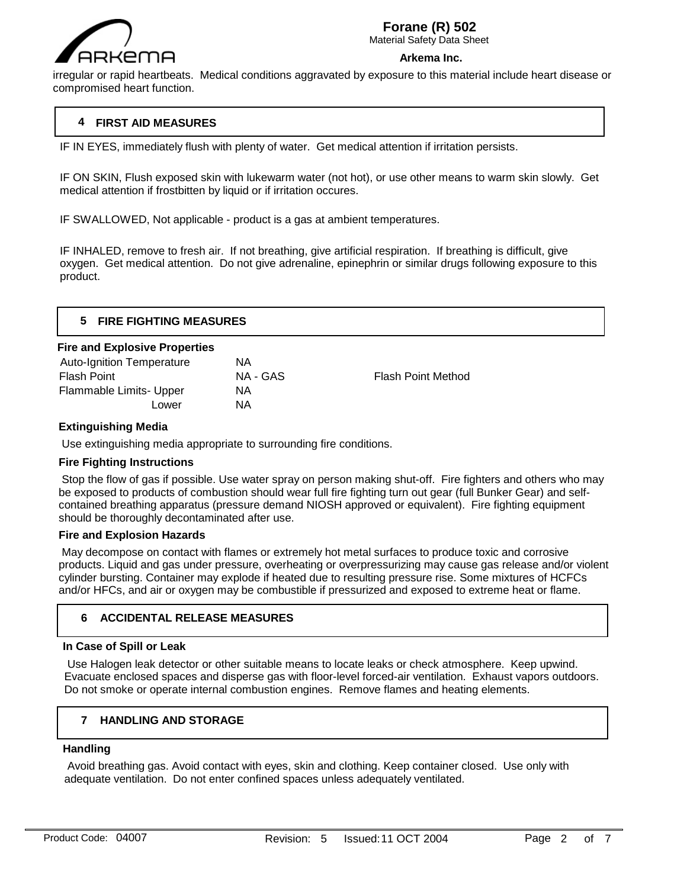irregular or rapid heartbeats. Medical conditions aggravated by exposure to this material include heart disease or compromised heart function.

## 4 FIRST AID MEASURES

IF IN EYES, immediately flush with plenty of water. Get medical attention if irritation persists.

IF ON SKIN, Flush exposed skin with lukewarm water (not hot), or use other means to warm skin slowly. Get medical attention if frostbitten by liquid or if irritation occures.

IF SWALLOWED, Not applicable - product is a gas at ambient temperatures.

IF INHALED, remove to fresh air. If not breathing, give artificial respiration. If breathing is difficult, give oxygen. Get medical attention. Do not give adrenaline, epinephrin or similar drugs following exposure to this product.

## 5 FIRE FIGHTING MEASURES

### Fire and Explosive Properties

| | | |
|---|---|---|
| Auto-Ignition Temperature | NA | |
| Flash Point | NA - GAS | Flash Point Method |
| Flammable Limits- Upper | NA | |
| Lower | NA | |

### Extinguishing Media

Use extinguishing media appropriate to surrounding fire conditions.

### Fire Fighting Instructions

Stop the flow of gas if possible. Use water spray on person making shut-off. Fire fighters and others who may be exposed to products of combustion should wear full fire fighting turn out gear (full Bunker Gear) and self-contained breathing apparatus (pressure demand NIOSH approved or equivalent). Fire fighting equipment should be thoroughly decontaminated after use.

### Fire and Explosion Hazards

May decompose on contact with flames or extremely hot metal surfaces to produce toxic and corrosive products. Liquid and gas under pressure, overheating or overpressurizing may cause gas release and/or violent cylinder bursting. Container may explode if heated due to resulting pressure rise. Some mixtures of HCFCs and/or HFCs, and air or oxygen may be combustible if pressurized and exposed to extreme heat or flame.

## 6 ACCIDENTAL RELEASE MEASURES

### In Case of Spill or Leak

Use Halogen leak detector or other suitable means to locate leaks or check atmosphere. Keep upwind. Evacuate enclosed spaces and disperse gas with floor-level forced-air ventilation. Exhaust vapors outdoors. Do not smoke or operate internal combustion engines. Remove flames and heating elements.

## 7 HANDLING AND STORAGE

### Handling

Avoid breathing gas. Avoid contact with eyes, skin and clothing. Keep container closed. Use only with adequate ventilation. Do not enter confined spaces unless adequately ventilated.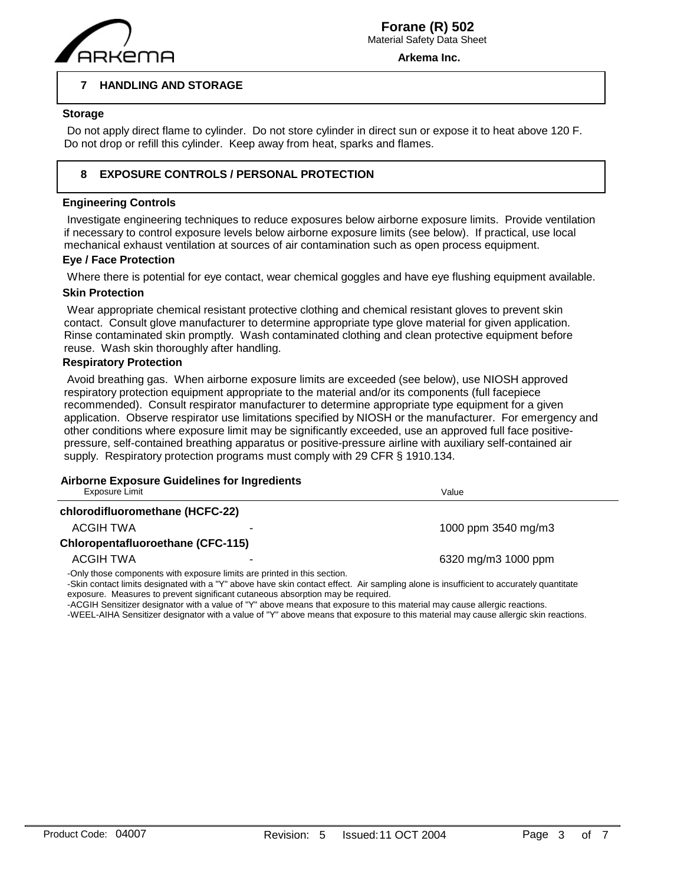## 7 HANDLING AND STORAGE

### Storage

Do not apply direct flame to cylinder. Do not store cylinder in direct sun or expose it to heat above 120 F. Do not drop or refill this cylinder. Keep away from heat, sparks and flames.

## 8 EXPOSURE CONTROLS / PERSONAL PROTECTION

### Engineering Controls

Investigate engineering techniques to reduce exposures below airborne exposure limits. Provide ventilation if necessary to control exposure levels below airborne exposure limits (see below). If practical, use local mechanical exhaust ventilation at sources of air contamination such as open process equipment.

### Eye / Face Protection

Where there is potential for eye contact, wear chemical goggles and have eye flushing equipment available.

### Skin Protection

Wear appropriate chemical resistant protective clothing and chemical resistant gloves to prevent skin contact. Consult glove manufacturer to determine appropriate type glove material for given application. Rinse contaminated skin promptly. Wash contaminated clothing and clean protective equipment before reuse. Wash skin thoroughly after handling.

### Respiratory Protection

Avoid breathing gas. When airborne exposure limits are exceeded (see below), use NIOSH approved respiratory protection equipment appropriate to the material and/or its components (full facepiece recommended). Consult respirator manufacturer to determine appropriate type equipment for a given application. Observe respirator use limitations specified by NIOSH or the manufacturer. For emergency and other conditions where exposure limit may be significantly exceeded, use an approved full face positive-pressure, self-contained breathing apparatus or positive-pressure airline with auxiliary self-contained air supply. Respiratory protection programs must comply with 29 CFR § 1910.134.

### Airborne Exposure Guidelines for Ingredients

| Exposure Limit | | Value |
|---|---|---|
| **chlorodifluoromethane (HCFC-22)** | | |
| ACGIH TWA | - | 1000 ppm 3540 mg/m3 |
| **Chloropentafluoroethane (CFC-115)** | | |
| ACGIH TWA | - | 6320 mg/m3 1000 ppm |

-Only those components with exposure limits are printed in this section.
-Skin contact limits designated with a "Y" above have skin contact effect. Air sampling alone is insufficient to accurately quantitate exposure. Measures to prevent significant cutaneous absorption may be required.
-ACGIH Sensitizer designator with a value of "Y" above means that exposure to this material may cause allergic reactions.
-WEEL-AIHA Sensitizer designator with a value of "Y" above means that exposure to this material may cause allergic skin reactions.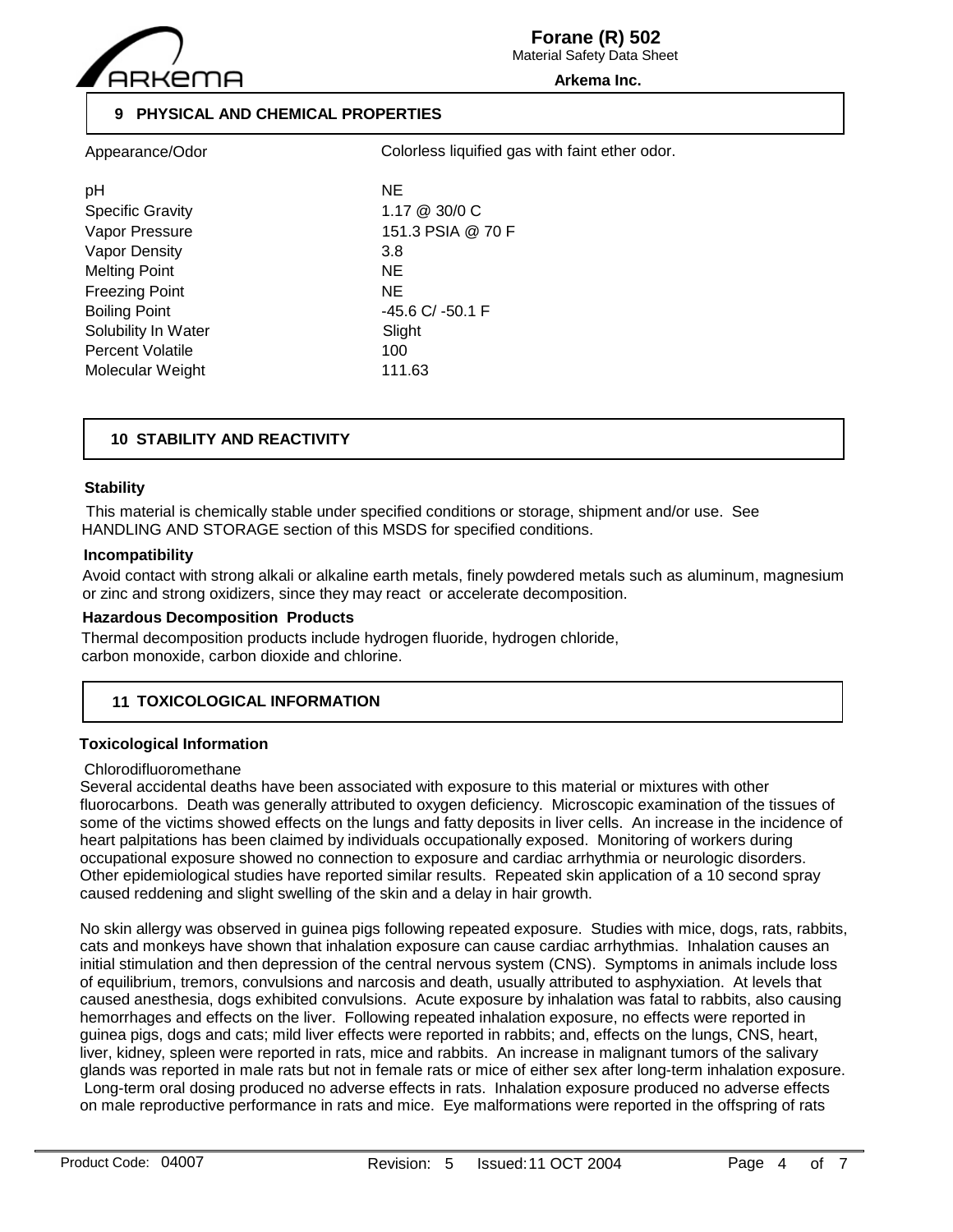## 9 PHYSICAL AND CHEMICAL PROPERTIES

| | |
|---|---|
| Appearance/Odor | Colorless liquified gas with faint ether odor. |
| pH | NE |
| Specific Gravity | 1.17 @ 30/0 C |
| Vapor Pressure | 151.3 PSIA @ 70 F |
| Vapor Density | 3.8 |
| Melting Point | NE |
| Freezing Point | NE |
| Boiling Point | -45.6 C/ -50.1 F |
| Solubility In Water | Slight |
| Percent Volatile | 100 |
| Molecular Weight | 111.63 |

## 10 STABILITY AND REACTIVITY

### Stability

This material is chemically stable under specified conditions or storage, shipment and/or use. See HANDLING AND STORAGE section of this MSDS for specified conditions.

### Incompatibility

Avoid contact with strong alkali or alkaline earth metals, finely powdered metals such as aluminum, magnesium or zinc and strong oxidizers, since they may react or accelerate decomposition.

### Hazardous Decomposition Products

Thermal decomposition products include hydrogen fluoride, hydrogen chloride, carbon monoxide, carbon dioxide and chlorine.

## 11 TOXICOLOGICAL INFORMATION

### Toxicological Information

Chlorodifluoromethane

Several accidental deaths have been associated with exposure to this material or mixtures with other fluorocarbons. Death was generally attributed to oxygen deficiency. Microscopic examination of the tissues of some of the victims showed effects on the lungs and fatty deposits in liver cells. An increase in the incidence of heart palpitations has been claimed by individuals occupationally exposed. Monitoring of workers during occupational exposure showed no connection to exposure and cardiac arrhythmia or neurologic disorders. Other epidemiological studies have reported similar results. Repeated skin application of a 10 second spray caused reddening and slight swelling of the skin and a delay in hair growth.

No skin allergy was observed in guinea pigs following repeated exposure. Studies with mice, dogs, rats, rabbits, cats and monkeys have shown that inhalation exposure can cause cardiac arrhythmias. Inhalation causes an initial stimulation and then depression of the central nervous system (CNS). Symptoms in animals include loss of equilibrium, tremors, convulsions and narcosis and death, usually attributed to asphyxiation. At levels that caused anesthesia, dogs exhibited convulsions. Acute exposure by inhalation was fatal to rabbits, also causing hemorrhages and effects on the liver. Following repeated inhalation exposure, no effects were reported in guinea pigs, dogs and cats; mild liver effects were reported in rabbits; and, effects on the lungs, CNS, heart, liver, kidney, spleen were reported in rats, mice and rabbits. An increase in malignant tumors of the salivary glands was reported in male rats but not in female rats or mice of either sex after long-term inhalation exposure. Long-term oral dosing produced no adverse effects in rats. Inhalation exposure produced no adverse effects on male reproductive performance in rats and mice. Eye malformations were reported in the offspring of rats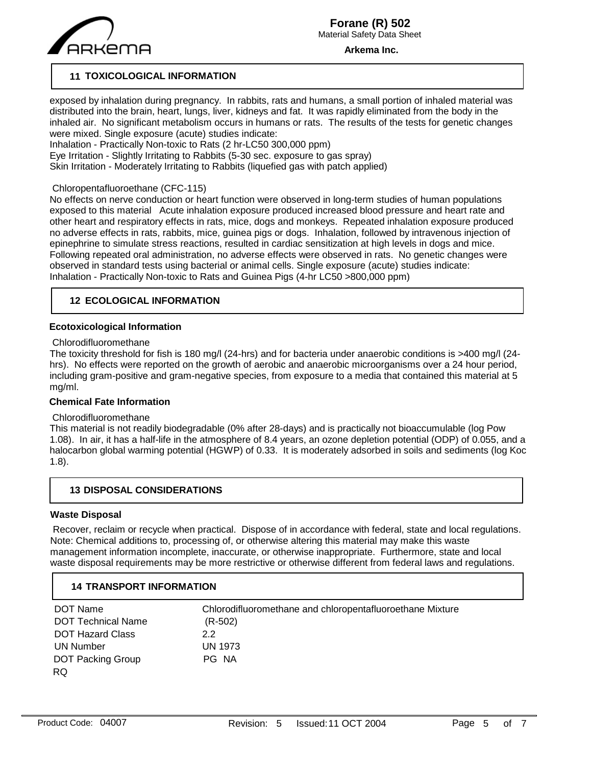## 11 TOXICOLOGICAL INFORMATION

exposed by inhalation during pregnancy. In rabbits, rats and humans, a small portion of inhaled material was distributed into the brain, heart, lungs, liver, kidneys and fat. It was rapidly eliminated from the body in the inhaled air. No significant metabolism occurs in humans or rats. The results of the tests for genetic changes were mixed. Single exposure (acute) studies indicate:
Inhalation - Practically Non-toxic to Rats (2 hr-LC50 300,000 ppm)
Eye Irritation - Slightly Irritating to Rabbits (5-30 sec. exposure to gas spray)
Skin Irritation - Moderately Irritating to Rabbits (liquefied gas with patch applied)

Chloropentafluoroethane (CFC-115)
No effects on nerve conduction or heart function were observed in long-term studies of human populations exposed to this material Acute inhalation exposure produced increased blood pressure and heart rate and other heart and respiratory effects in rats, mice, dogs and monkeys. Repeated inhalation exposure produced no adverse effects in rats, rabbits, mice, guinea pigs or dogs. Inhalation, followed by intravenous injection of epinephrine to simulate stress reactions, resulted in cardiac sensitization at high levels in dogs and mice. Following repeated oral administration, no adverse effects were observed in rats. No genetic changes were observed in standard tests using bacterial or animal cells. Single exposure (acute) studies indicate:
Inhalation - Practically Non-toxic to Rats and Guinea Pigs (4-hr LC50 >800,000 ppm)

## 12 ECOLOGICAL INFORMATION

**Ecotoxicological Information**

Chlorodifluoromethane
The toxicity threshold for fish is 180 mg/l (24-hrs) and for bacteria under anaerobic conditions is >400 mg/l (24-hrs). No effects were reported on the growth of aerobic and anaerobic microorganisms over a 24 hour period, including gram-positive and gram-negative species, from exposure to a media that contained this material at 5 mg/ml.

**Chemical Fate Information**

Chlorodifluoromethane
This material is not readily biodegradable (0% after 28-days) and is practically not bioaccumulable (log Pow 1.08). In air, it has a half-life in the atmosphere of 8.4 years, an ozone depletion potential (ODP) of 0.055, and a halocarbon global warming potential (HGWP) of 0.33. It is moderately adsorbed in soils and sediments (log Koc 1.8).

## 13 DISPOSAL CONSIDERATIONS

**Waste Disposal**

Recover, reclaim or recycle when practical. Dispose of in accordance with federal, state and local regulations. Note: Chemical additions to, processing of, or otherwise altering this material may make this waste management information incomplete, inaccurate, or otherwise inappropriate. Furthermore, state and local waste disposal requirements may be more restrictive or otherwise different from federal laws and regulations.

## 14 TRANSPORT INFORMATION

| | |
|---|---|
| DOT Name | Chlorodifluoromethane and chloropentafluoroethane Mixture |
| DOT Technical Name | (R-502) |
| DOT Hazard Class | 2.2 |
| UN Number | UN 1973 |
| DOT Packing Group | PG NA |
| RQ | |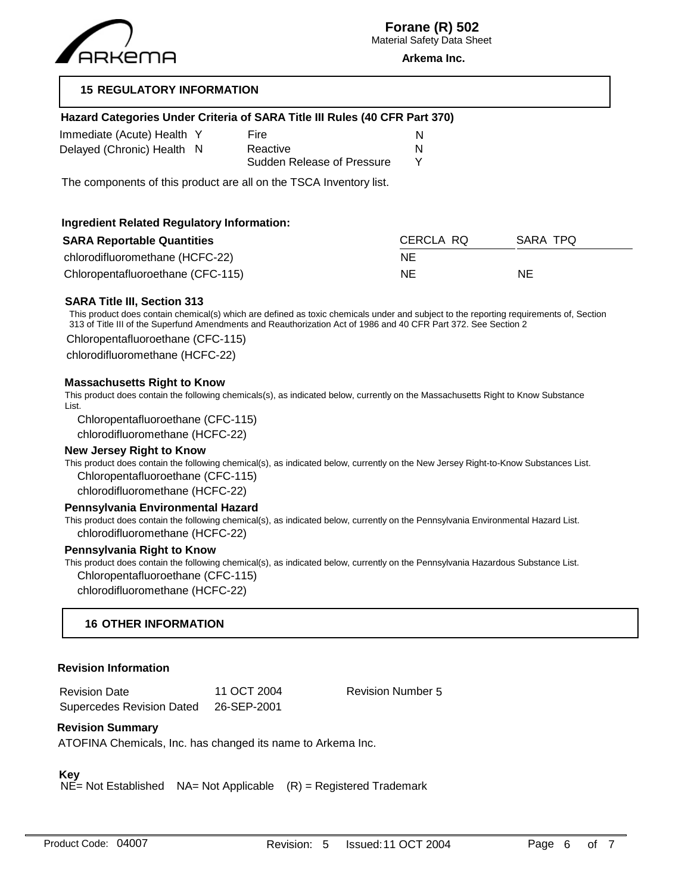## 15 REGULATORY INFORMATION

### Hazard Categories Under Criteria of SARA Title III Rules (40 CFR Part 370)

| | | | |
|---|---|---|---|
| Immediate (Acute) Health | Y | Fire | N |
| Delayed (Chronic) Health | N | Reactive | N |
| | | Sudden Release of Pressure | Y |

The components of this product are all on the TSCA Inventory list.

### Ingredient Related Regulatory Information:

| SARA Reportable Quantities | CERCLA RQ | SARA TPQ |
|---|---|---|
| chlorodifluoromethane (HCFC-22) | NE | |
| Chloropentafluoroethane (CFC-115) | NE | NE |

**SARA Title III, Section 313**

This product does contain chemical(s) which are defined as toxic chemicals under and subject to the reporting requirements of, Section 313 of Title III of the Superfund Amendments and Reauthorization Act of 1986 and 40 CFR Part 372. See Section 2

Chloropentafluoroethane (CFC-115)
chlorodifluoromethane (HCFC-22)

**Massachusetts Right to Know**

This product does contain the following chemicals(s), as indicated below, currently on the Massachusetts Right to Know Substance List.

Chloropentafluoroethane (CFC-115)
chlorodifluoromethane (HCFC-22)

**New Jersey Right to Know**

This product does contain the following chemical(s), as indicated below, currently on the New Jersey Right-to-Know Substances List.

Chloropentafluoroethane (CFC-115)
chlorodifluoromethane (HCFC-22)

**Pennsylvania Environmental Hazard**

This product does contain the following chemical(s), as indicated below, currently on the Pennsylvania Environmental Hazard List.

chlorodifluoromethane (HCFC-22)

**Pennsylvania Right to Know**

This product does contain the following chemical(s), as indicated below, currently on the Pennsylvania Hazardous Substance List.

Chloropentafluoroethane (CFC-115)
chlorodifluoromethane (HCFC-22)

## 16 OTHER INFORMATION

### Revision Information

| | | |
|---|---|---|
| Revision Date | 11 OCT 2004 | Revision Number 5 |
| Supercedes Revision Dated | 26-SEP-2001 | |

**Revision Summary**

ATOFINA Chemicals, Inc. has changed its name to Arkema Inc.

**Key**

NE= Not Established NA= Not Applicable (R) = Registered Trademark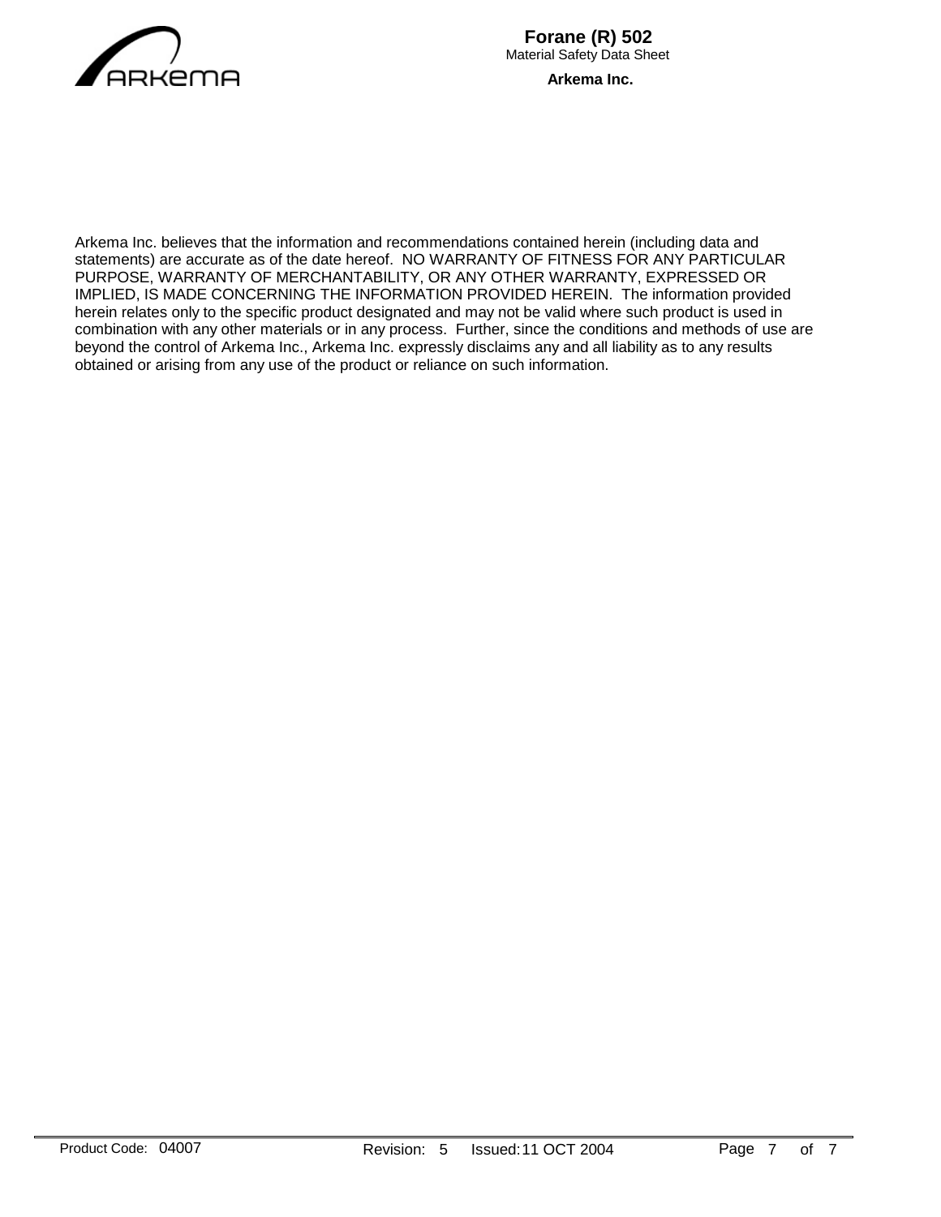Arkema Inc. believes that the information and recommendations contained herein (including data and statements) are accurate as of the date hereof. NO WARRANTY OF FITNESS FOR ANY PARTICULAR PURPOSE, WARRANTY OF MERCHANTABILITY, OR ANY OTHER WARRANTY, EXPRESSED OR IMPLIED, IS MADE CONCERNING THE INFORMATION PROVIDED HEREIN. The information provided herein relates only to the specific product designated and may not be valid where such product is used in combination with any other materials or in any process. Further, since the conditions and methods of use are beyond the control of Arkema Inc., Arkema Inc. expressly disclaims any and all liability as to any results obtained or arising from any use of the product or reliance on such information.